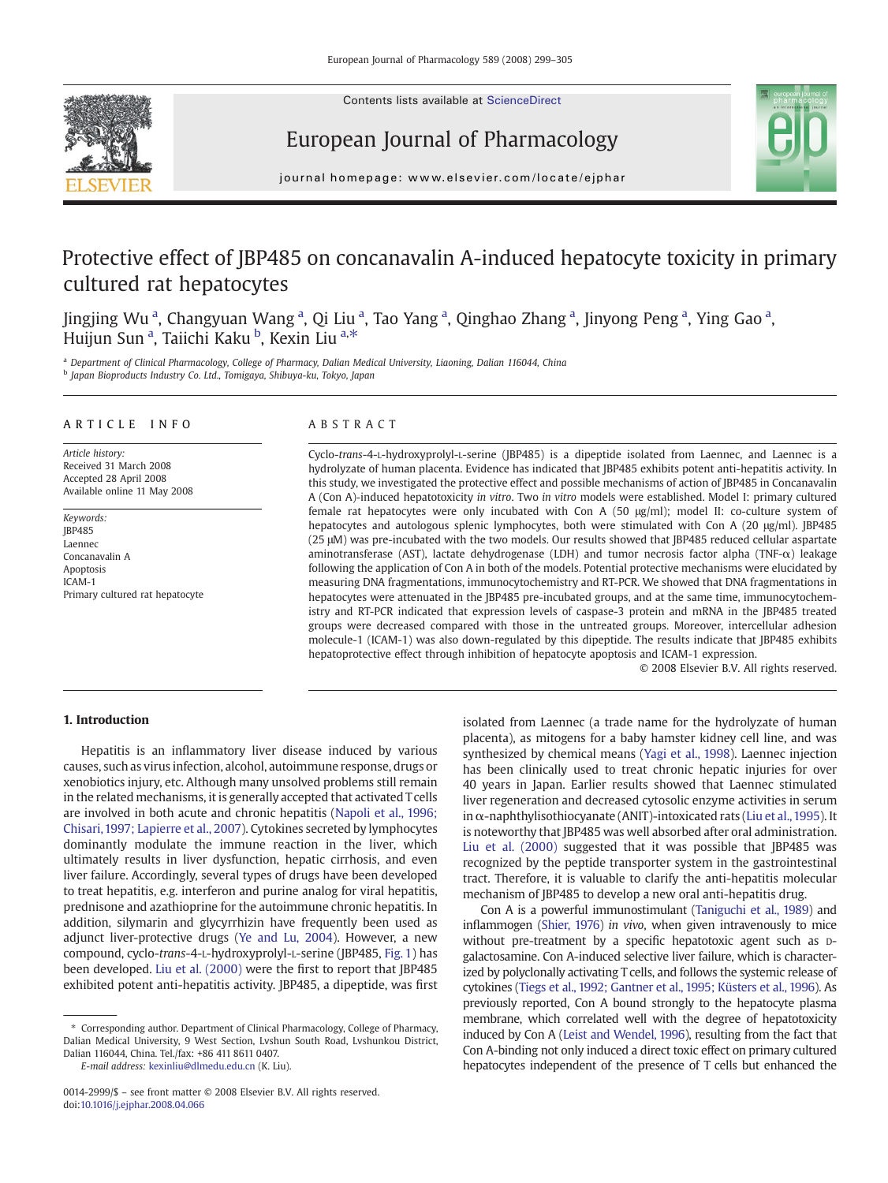Contents lists available at ScienceDirect

European Journal of Pharmacology

journal homepage: www.elsevier.com/locate/ejphar

# Protective effect of JBP485 on concanavalin A-induced hepatocyte toxicity in primary cultured rat hepatocytes

Jingjing Wu [a], Changyuan Wang [a], Qi Liu [a], Tao Yang [a], Qinghao Zhang [a], Jinyong Peng [a], Ying Gao [a], Huijun Sun [a], Taiichi Kaku [b], Kexin Liu [a,*]

[a] Department of Clinical Pharmacology, College of Pharmacy, Dalian Medical University, Liaoning, Dalian 116044, China

[b] Japan Bioproducts Industry Co. Ltd., Tomigaya, Shibuya-ku, Tokyo, Japan

## ARTICLE INFO

*Article history:*
Received 31 March 2008
Accepted 28 April 2008
Available online 11 May 2008

*Keywords:*
JBP485
Laennec
Concanavalin A
Apoptosis
ICAM-1
Primary cultured rat hepatocyte

## ABSTRACT

Cyclo-*trans*-4-L-hydroxyprolyl-L-serine (JBP485) is a dipeptide isolated from Laennec, and Laennec is a hydrolyzate of human placenta. Evidence has indicated that JBP485 exhibits potent anti-hepatitis activity. In this study, we investigated the protective effect and possible mechanisms of action of JBP485 in Concanavalin A (Con A)-induced hepatotoxicity *in vitro*. Two *in vitro* models were established. Model I: primary cultured female rat hepatocytes were only incubated with Con A (50 μg/ml); model II: co-culture system of hepatocytes and autologous splenic lymphocytes, both were stimulated with Con A (20 μg/ml). JBP485 (25 μM) was pre-incubated with the two models. Our results showed that JBP485 reduced cellular aspartate aminotransferase (AST), lactate dehydrogenase (LDH) and tumor necrosis factor alpha (TNF-α) leakage following the application of Con A in both of the models. Potential protective mechanisms were elucidated by measuring DNA fragmentations, immunocytochemistry and RT-PCR. We showed that DNA fragmentations in hepatocytes were attenuated in the JBP485 pre-incubated groups, and at the same time, immunocytochemistry and RT-PCR indicated that expression levels of caspase-3 protein and mRNA in the JBP485 treated groups were decreased compared with those in the untreated groups. Moreover, intercellular adhesion molecule-1 (ICAM-1) was also down-regulated by this dipeptide. The results indicate that JBP485 exhibits hepatoprotective effect through inhibition of hepatocyte apoptosis and ICAM-1 expression.

© 2008 Elsevier B.V. All rights reserved.

## 1. Introduction

Hepatitis is an inflammatory liver disease induced by various causes, such as virus infection, alcohol, autoimmune response, drugs or xenobiotics injury, etc. Although many unsolved problems still remain in the related mechanisms, it is generally accepted that activated T cells are involved in both acute and chronic hepatitis (Napoli et al., 1996; Chisari, 1997; Lapierre et al., 2007). Cytokines secreted by lymphocytes dominantly modulate the immune reaction in the liver, which ultimately results in liver dysfunction, hepatic cirrhosis, and even liver failure. Accordingly, several types of drugs have been developed to treat hepatitis, e.g. interferon and purine analog for viral hepatitis, prednisone and azathioprine for the autoimmune chronic hepatitis. In addition, silymarin and glycyrrhizin have frequently been used as adjunct liver-protective drugs (Ye and Lu, 2004). However, a new compound, cyclo-*trans*-4-L-hydroxyprolyl-L-serine (JBP485, Fig. 1) has been developed. Liu et al. (2000) were the first to report that JBP485 exhibited potent anti-hepatitis activity. JBP485, a dipeptide, was first isolated from Laennec (a trade name for the hydrolyzate of human placenta), as mitogens for a baby hamster kidney cell line, and was synthesized by chemical means (Yagi et al., 1998). Laennec injection has been clinically used to treat chronic hepatic injuries for over 40 years in Japan. Earlier results showed that Laennec stimulated liver regeneration and decreased cytosolic enzyme activities in serum in α-naphthylisothiocyanate (ANIT)-intoxicated rats (Liu et al., 1995). It is noteworthy that JBP485 was well absorbed after oral administration. Liu et al. (2000) suggested that it was possible that JBP485 was recognized by the peptide transporter system in the gastrointestinal tract. Therefore, it is valuable to clarify the anti-hepatitis molecular mechanism of JBP485 to develop a new oral anti-hepatitis drug.

Con A is a powerful immunostimulant (Taniguchi et al., 1989) and inflammogen (Shier, 1976) *in vivo*, when given intravenously to mice without pre-treatment by a specific hepatotoxic agent such as D-galactosamine. Con A-induced selective liver failure, which is characterized by polyclonally activating T cells, and follows the systemic release of cytokines (Tiegs et al., 1992; Gantner et al., 1995; Küsters et al., 1996). As previously reported, Con A bound strongly to the hepatocyte plasma membrane, which correlated well with the degree of hepatotoxicity induced by Con A (Leist and Wendel, 1996), resulting from the fact that Con A-binding not only induced a direct toxic effect on primary cultured hepatocytes independent of the presence of T cells but enhanced the

\* Corresponding author. Department of Clinical Pharmacology, College of Pharmacy, Dalian Medical University, 9 West Section, Lvshun South Road, Lvshunkou District, Dalian 116044, China. Tel./fax: +86 411 8611 0407.
*E-mail address:* kexinliu@dlmedu.edu.cn (K. Liu).

0014-2999/$ – see front matter © 2008 Elsevier B.V. All rights reserved.
doi:10.1016/j.ejphar.2008.04.066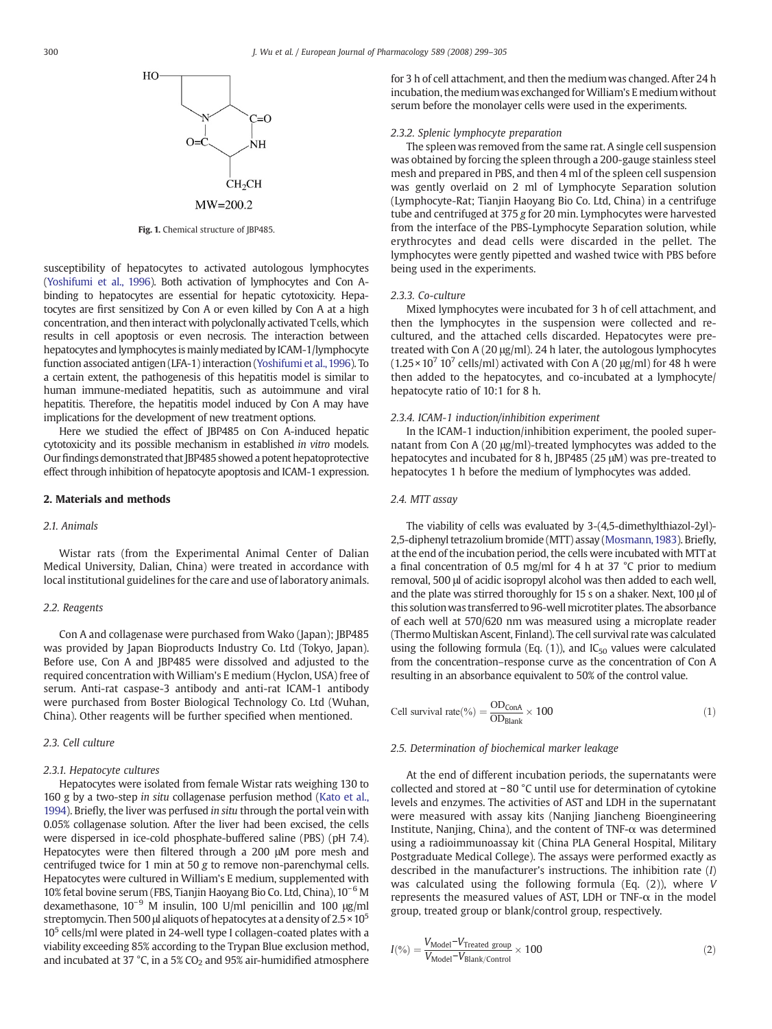HO

N C=O

O=C NH

$CH_2CH$

MW=200.2

**Fig. 1.** Chemical structure of JBP485.

susceptibility of hepatocytes to activated autologous lymphocytes (Yoshifumi et al., 1996). Both activation of lymphocytes and Con A-binding to hepatocytes are essential for hepatic cytotoxicity. Hepatocytes are first sensitized by Con A or even killed by Con A at a high concentration, and then interact with polyclonally activated T cells, which results in cell apoptosis or even necrosis. The interaction between hepatocytes and lymphocytes is mainly mediated by ICAM-1/lymphocyte function associated antigen (LFA-1) interaction (Yoshifumi et al., 1996). To a certain extent, the pathogenesis of this hepatitis model is similar to human immune-mediated hepatitis, such as autoimmune and viral hepatitis. Therefore, the hepatitis model induced by Con A may have implications for the development of new treatment options.

Here we studied the effect of JBP485 on Con A-induced hepatic cytotoxicity and its possible mechanism in established *in vitro* models. Our findings demonstrated that JBP485 showed a potent hepatoprotective effect through inhibition of hepatocyte apoptosis and ICAM-1 expression.

## 2. Materials and methods

### 2.1. Animals

Wistar rats (from the Experimental Animal Center of Dalian Medical University, Dalian, China) were treated in accordance with local institutional guidelines for the care and use of laboratory animals.

### 2.2. Reagents

Con A and collagenase were purchased from Wako (Japan); JBP485 was provided by Japan Bioproducts Industry Co. Ltd (Tokyo, Japan). Before use, Con A and JBP485 were dissolved and adjusted to the required concentration with William's E medium (Hyclon, USA) free of serum. Anti-rat caspase-3 antibody and anti-rat ICAM-1 antibody were purchased from Boster Biological Technology Co. Ltd (Wuhan, China). Other reagents will be further specified when mentioned.

### 2.3. Cell culture

#### 2.3.1. Hepatocyte cultures

Hepatocytes were isolated from female Wistar rats weighing 130 to 160 g by a two-step *in situ* collagenase perfusion method (Kato et al., 1994). Briefly, the liver was perfused *in situ* through the portal vein with 0.05% collagenase solution. After the liver had been excised, the cells were dispersed in ice-cold phosphate-buffered saline (PBS) (pH 7.4). Hepatocytes were then filtered through a 200 μM pore mesh and centrifuged twice for 1 min at 50 *g* to remove non-parenchymal cells. Hepatocytes were cultured in William's E medium, supplemented with 10% fetal bovine serum (FBS, Tianjin Haoyang Bio Co. Ltd, China), $10^{-6}$ M dexamethasone, $10^{-9}$ M insulin, 100 U/ml penicillin and 100 μg/ml streptomycin. Then 500 μl aliquots of hepatocytes at a density of $2.5 \times 10^5$ $10^5$ cells/ml were plated in 24-well type I collagen-coated plates with a viability exceeding 85% according to the Trypan Blue exclusion method, and incubated at 37 °C, in a 5% $CO_2$ and 95% air-humidified atmosphere for 3 h of cell attachment, and then the medium was changed. After 24 h incubation, the medium was exchanged for William's E medium without serum before the monolayer cells were used in the experiments.

#### 2.3.2. Splenic lymphocyte preparation

The spleen was removed from the same rat. A single cell suspension was obtained by forcing the spleen through a 200-gauge stainless steel mesh and prepared in PBS, and then 4 ml of the spleen cell suspension was gently overlaid on 2 ml of Lymphocyte Separation solution (Lymphocyte-Rat; Tianjin Haoyang Bio Co. Ltd, China) in a centrifuge tube and centrifuged at 375 *g* for 20 min. Lymphocytes were harvested from the interface of the PBS-Lymphocyte Separation solution, while erythrocytes and dead cells were discarded in the pellet. The lymphocytes were gently pipetted and washed twice with PBS before being used in the experiments.

#### 2.3.3. Co-culture

Mixed lymphocytes were incubated for 3 h of cell attachment, and then the lymphocytes in the suspension were collected and re-cultured, and the attached cells discarded. Hepatocytes were pre-treated with Con A (20 μg/ml). 24 h later, the autologous lymphocytes ($1.25 \times 10^7$ $10^7$ cells/ml) activated with Con A (20 μg/ml) for 48 h were then added to the hepatocytes, and co-incubated at a lymphocyte/hepatocyte ratio of 10:1 for 8 h.

#### 2.3.4. ICAM-1 induction/inhibition experiment

In the ICAM-1 induction/inhibition experiment, the pooled supernatant from Con A (20 μg/ml)-treated lymphocytes was added to the hepatocytes and incubated for 8 h, JBP485 (25 μM) was pre-treated to hepatocytes 1 h before the medium of lymphocytes was added.

### 2.4. MTT assay

The viability of cells was evaluated by 3-(4,5-dimethylthiazol-2yl)-2,5-diphenyl tetrazolium bromide (MTT) assay (Mosmann, 1983). Briefly, at the end of the incubation period, the cells were incubated with MTT at a final concentration of 0.5 mg/ml for 4 h at 37 °C prior to medium removal, 500 μl of acidic isopropyl alcohol was then added to each well, and the plate was stirred thoroughly for 15 s on a shaker. Next, 100 μl of this solution was transferred to 96-well microtiter plates. The absorbance of each well at 570/620 nm was measured using a microplate reader (Thermo Multiskan Ascent, Finland). The cell survival rate was calculated using the following formula (Eq. (1)), and $IC_{50}$ values were calculated from the concentration–response curve as the concentration of Con A resulting in an absorbance equivalent to 50% of the control value.

$$\text{Cell survival rate}(\%) = \frac{OD_{ConA}}{OD_{Blank}} \times 100 \tag{1}$$

### 2.5. Determination of biochemical marker leakage

At the end of different incubation periods, the supernatants were collected and stored at −80 °C until use for determination of cytokine levels and enzymes. The activities of AST and LDH in the supernatant were measured with assay kits (Nanjing Jiancheng Bioengineering Institute, Nanjing, China), and the content of TNF-α was determined using a radioimmunoassay kit (China PLA General Hospital, Military Postgraduate Medical College). The assays were performed exactly as described in the manufacturer's instructions. The inhibition rate ($I$) was calculated using the following formula (Eq. (2)), where $V$ represents the measured values of AST, LDH or TNF-α in the model group, treated group or blank/control group, respectively.

$$I(\%) = \frac{V_{\text{Model}} - V_{\text{Treated group}}}{V_{\text{Model}} - V_{\text{Blank/Control}}} \times 100 \tag{2}$$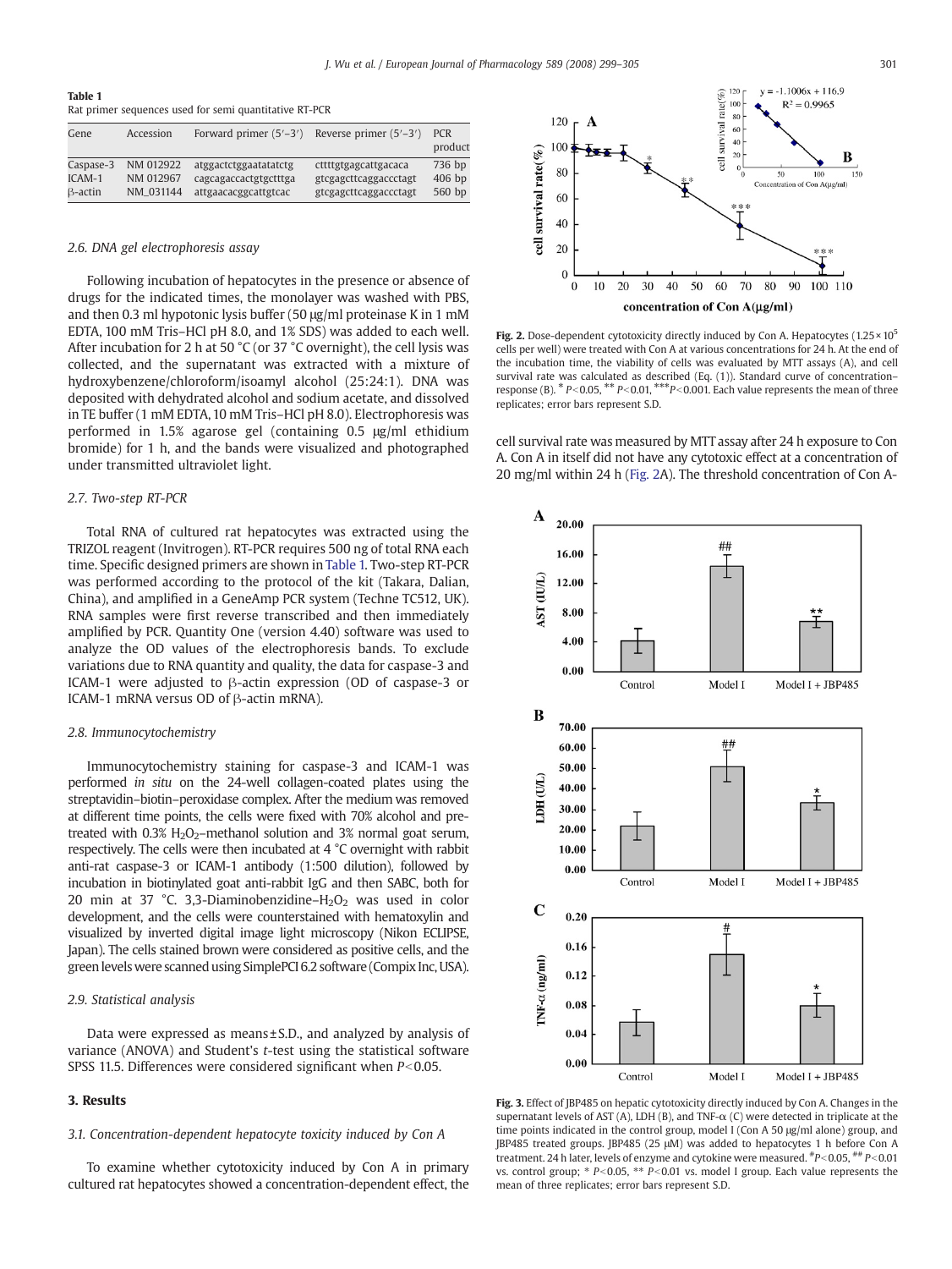**Table 1**
Rat primer sequences used for semi quantitative RT-PCR

| Gene | Accession | Forward primer (5′–3′) | Reverse primer (5′–3′) | PCR product |
|---|---|---|---|---|
| Caspase-3 | NM 012922 | atggactctggaatatctg | cttttgtgagcattgacaca | 736 bp |
| ICAM-1 | NM 012967 | cagcagaccactgtgctttga | gtcgagcttcaggaccctagt | 406 bp |
| β-actin | NM_031144 | attgaacacggcattgtcac | gtcgagcttcaggaccctagt | 560 bp |

### 2.6. DNA gel electrophoresis assay

Following incubation of hepatocytes in the presence or absence of drugs for the indicated times, the monolayer was washed with PBS, and then 0.3 ml hypotonic lysis buffer (50 μg/ml proteinase K in 1 mM EDTA, 100 mM Tris–HCl pH 8.0, and 1% SDS) was added to each well. After incubation for 2 h at 50 °C (or 37 °C overnight), the cell lysis was collected, and the supernatant was extracted with a mixture of hydroxybenzene/chloroform/isoamyl alcohol (25:24:1). DNA was deposited with dehydrated alcohol and sodium acetate, and dissolved in TE buffer (1 mM EDTA, 10 mM Tris–HCl pH 8.0). Electrophoresis was performed in 1.5% agarose gel (containing 0.5 μg/ml ethidium bromide) for 1 h, and the bands were visualized and photographed under transmitted ultraviolet light.

### 2.7. Two-step RT-PCR

Total RNA of cultured rat hepatocytes was extracted using the TRIZOL reagent (Invitrogen). RT-PCR requires 500 ng of total RNA each time. Specific designed primers are shown in Table 1. Two-step RT-PCR was performed according to the protocol of the kit (Takara, Dalian, China), and amplified in a GeneAmp PCR system (Techne TC512, UK). RNA samples were first reverse transcribed and then immediately amplified by PCR. Quantity One (version 4.40) software was used to analyze the OD values of the electrophoresis bands. To exclude variations due to RNA quantity and quality, the data for caspase-3 and ICAM-1 were adjusted to β-actin expression (OD of caspase-3 or ICAM-1 mRNA versus OD of β-actin mRNA).

### 2.8. Immunocytochemistry

Immunocytochemistry staining for caspase-3 and ICAM-1 was performed *in situ* on the 24-well collagen-coated plates using the streptavidin–biotin–peroxidase complex. After the medium was removed at different time points, the cells were fixed with 70% alcohol and pre-treated with 0.3% $H_2O_2$–methanol solution and 3% normal goat serum, respectively. The cells were then incubated at 4 °C overnight with rabbit anti-rat caspase-3 or ICAM-1 antibody (1:500 dilution), followed by incubation in biotinylated goat anti-rabbit IgG and then SABC, both for 20 min at 37 °C. 3,3-Diaminobenzidine–$H_2O_2$ was used in color development, and the cells were counterstained with hematoxylin and visualized by inverted digital image light microscopy (Nikon ECLIPSE, Japan). The cells stained brown were considered as positive cells, and the green levels were scanned using SimplePCI 6.2 software (Compix Inc, USA).

### 2.9. Statistical analysis

Data were expressed as means ± S.D., and analyzed by analysis of variance (ANOVA) and Student's *t*-test using the statistical software SPSS 11.5. Differences were considered significant when $P<0.05$.

## 3. Results

### 3.1. Concentration-dependent hepatocyte toxicity induced by Con A

To examine whether cytotoxicity induced by Con A in primary cultured rat hepatocytes showed a concentration-dependent effect, the cell survival rate was measured by MTT assay after 24 h exposure to Con A. Con A in itself did not have any cytotoxic effect at a concentration of 20 mg/ml within 24 h (Fig. 2A). The threshold concentration of Con A-

**Fig. 2.** Dose-dependent cytotoxicity directly induced by Con A. Hepatocytes ($1.25\times10^5$ cells per well) were treated with Con A at various concentrations for 24 h. At the end of the incubation time, the viability of cells was evaluated by MTT assays (A), and cell survival rate was calculated as described (Eq. (1)). Standard curve of concentration–response (B). * $P<0.05$, ** $P<0.01$, *** $P<0.001$. Each value represents the mean of three replicates; error bars represent S.D.

**Fig. 3.** Effect of JBP485 on hepatic cytotoxicity directly induced by Con A. Changes in the supernatant levels of AST (A), LDH (B), and TNF-α (C) were detected in triplicate at the time points indicated in the control group, model I (Con A 50 μg/ml alone) group, and JBP485 treated groups. JBP485 (25 μM) was added to hepatocytes 1 h before Con A treatment. 24 h later, levels of enzyme and cytokine were measured. # $P<0.05$, ## $P<0.01$ vs. control group; * $P<0.05$, ** $P<0.01$ vs. model I group. Each value represents the mean of three replicates; error bars represent S.D.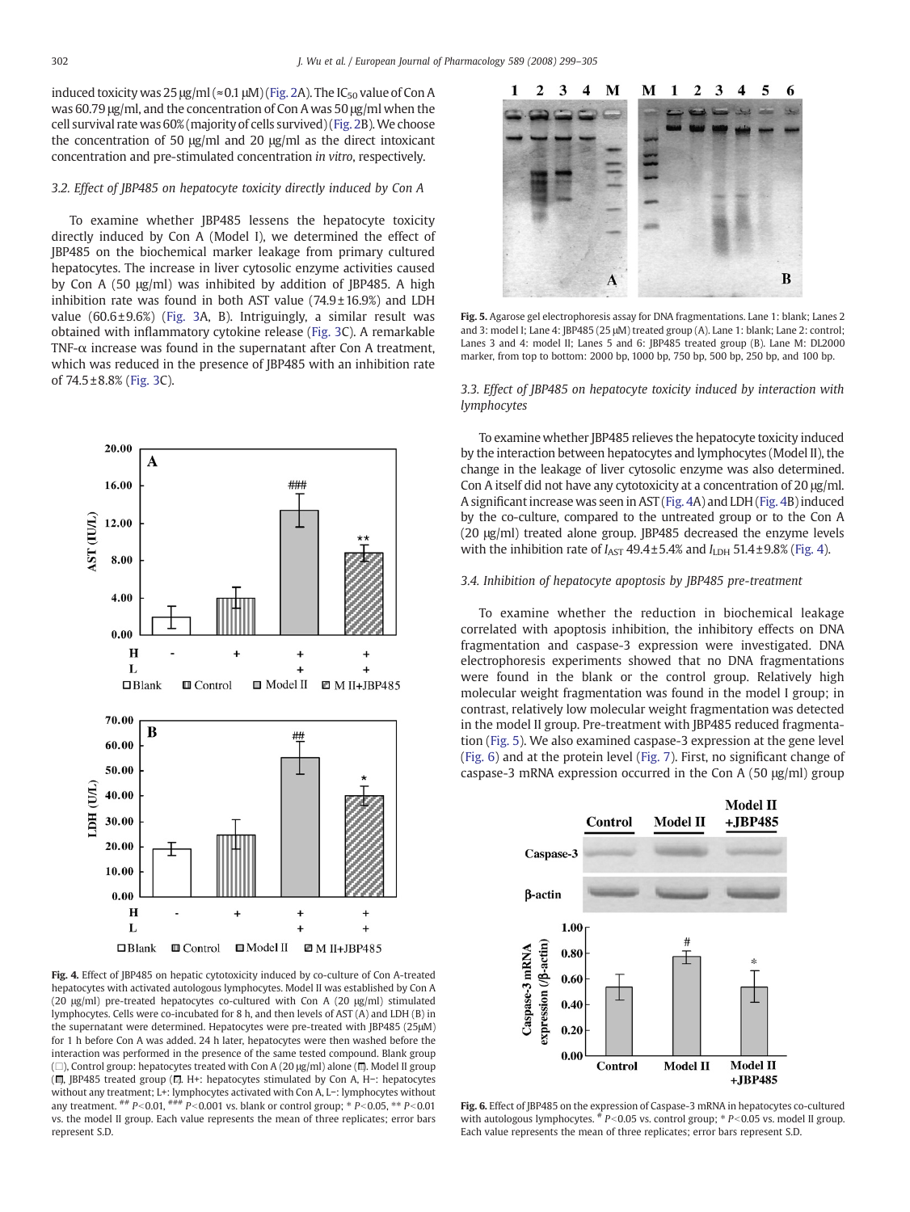induced toxicity was 25 μg/ml (≈0.1 μM) (Fig. 2A). The $IC_{50}$ value of Con A was 60.79 μg/ml, and the concentration of Con A was 50 μg/ml when the cell survival rate was 60% (majority of cells survived) (Fig. 2B). We choose the concentration of 50 μg/ml and 20 μg/ml as the direct intoxicant concentration and pre-stimulated concentration *in vitro*, respectively.

### 3.2. Effect of JBP485 on hepatocyte toxicity directly induced by Con A

To examine whether JBP485 lessens the hepatocyte toxicity directly induced by Con A (Model I), we determined the effect of JBP485 on the biochemical marker leakage from primary cultured hepatocytes. The increase in liver cytosolic enzyme activities caused by Con A (50 μg/ml) was inhibited by addition of JBP485. A high inhibition rate was found in both AST value (74.9±16.9%) and LDH value (60.6±9.6%) (Fig. 3A, B). Intriguingly, a similar result was obtained with inflammatory cytokine release (Fig. 3C). A remarkable TNF-α increase was found in the supernatant after Con A treatment, which was reduced in the presence of JBP485 with an inhibition rate of 74.5±8.8% (Fig. 3C).

Fig. 4. Effect of JBP485 on hepatic cytotoxicity induced by co-culture of Con A-treated hepatocytes with activated autologous lymphocytes. Model II was established by Con A (20 μg/ml) pre-treated hepatocytes co-cultured with Con A (20 μg/ml) stimulated lymphocytes. Cells were co-incubated for 8 h, and then levels of AST (A) and LDH (B) in the supernatant were determined. Hepatocytes were pre-treated with JBP485 (25μM) for 1 h before Con A was added. 24 h later, hepatocytes were then washed before the interaction was performed in the presence of the same tested compound. Blank group (□), Control group: hepatocytes treated with Con A (20 μg/ml) alone (▥). Model II group (▥), JBP485 treated group (▨). H+: hepatocytes stimulated by Con A, H−: hepatocytes without any treatment; L+: lymphocytes activated with Con A, L−: lymphocytes without any treatment. ## $P<0.01$, ### $P<0.001$ vs. blank or control group; * $P<0.05$, ** $P<0.01$ vs. the model II group. Each value represents the mean of three replicates; error bars represent S.D.

Fig. 5. Agarose gel electrophoresis assay for DNA fragmentations. Lane 1: blank; Lanes 2 and 3: model I; Lane 4: JBP485 (25 μM) treated group (A). Lane 1: blank; Lane 2: control; Lanes 3 and 4: model II; Lanes 5 and 6: JBP485 treated group (B). Lane M: DL2000 marker, from top to bottom: 2000 bp, 1000 bp, 750 bp, 500 bp, 250 bp, and 100 bp.

### 3.3. Effect of JBP485 on hepatocyte toxicity induced by interaction with lymphocytes

To examine whether JBP485 relieves the hepatocyte toxicity induced by the interaction between hepatocytes and lymphocytes (Model II), the change in the leakage of liver cytosolic enzyme was also determined. Con A itself did not have any cytotoxicity at a concentration of 20 μg/ml. A significant increase was seen in AST (Fig. 4A) and LDH (Fig. 4B) induced by the co-culture, compared to the untreated group or to the Con A (20 μg/ml) treated alone group. JBP485 decreased the enzyme levels with the inhibition rate of $I_{AST}$ 49.4±5.4% and $I_{LDH}$ 51.4±9.8% (Fig. 4).

### 3.4. Inhibition of hepatocyte apoptosis by JBP485 pre-treatment

To examine whether the reduction in biochemical leakage correlated with apoptosis inhibition, the inhibitory effects on DNA fragmentation and caspase-3 expression were investigated. DNA electrophoresis experiments showed that no DNA fragmentations were found in the blank or the control group. Relatively high molecular weight fragmentation was found in the model I group; in contrast, relatively low molecular weight fragmentation was detected in the model II group. Pre-treatment with JBP485 reduced fragmentation (Fig. 5). We also examined caspase-3 expression at the gene level (Fig. 6) and at the protein level (Fig. 7). First, no significant change of caspase-3 mRNA expression occurred in the Con A (50 μg/ml) group

Fig. 6. Effect of JBP485 on the expression of Caspase-3 mRNA in hepatocytes co-cultured with autologous lymphocytes. # $P<0.05$ vs. control group; * $P<0.05$ vs. model II group. Each value represents the mean of three replicates; error bars represent S.D.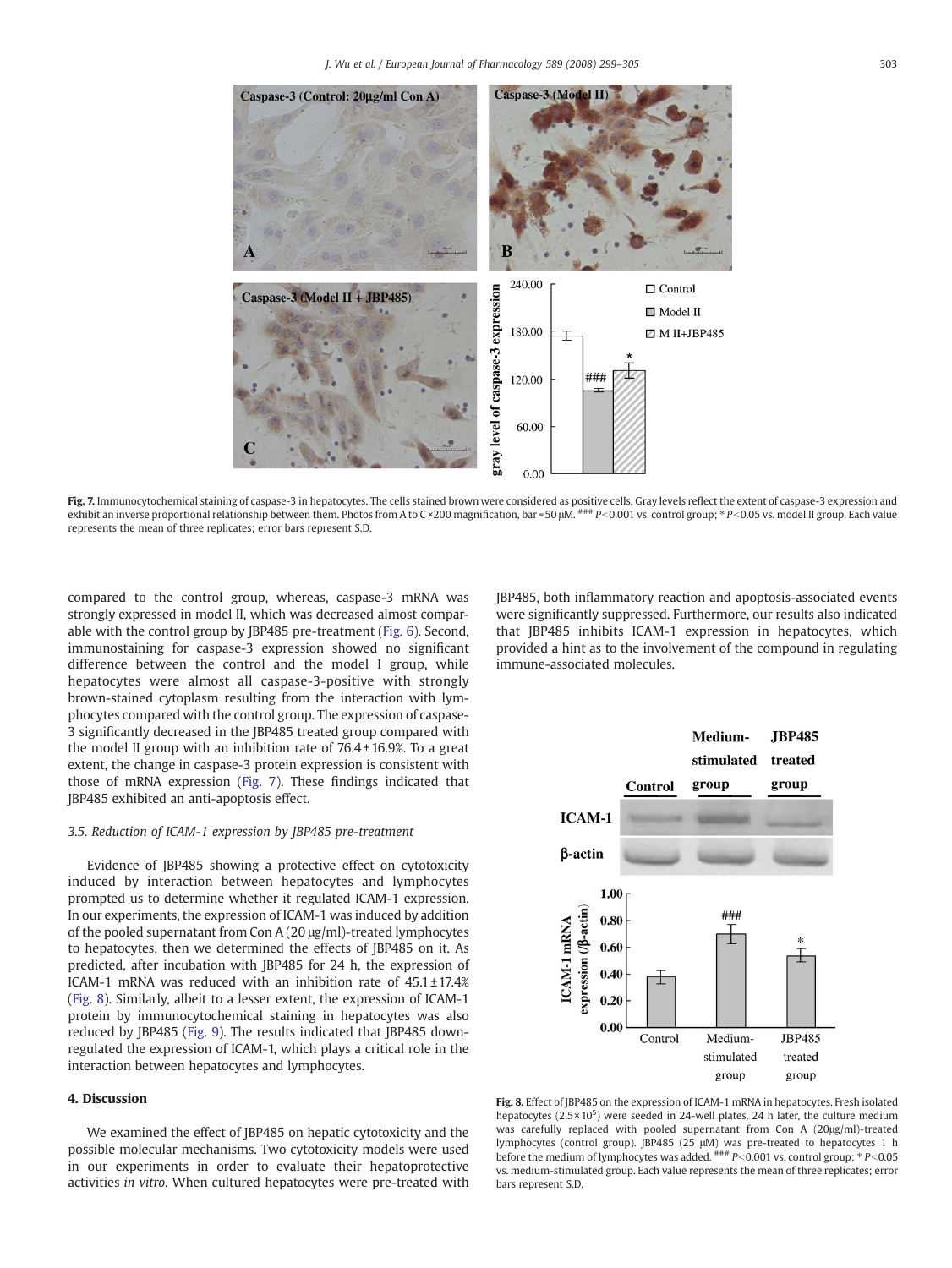Fig. 7. Immunocytochemical staining of caspase-3 in hepatocytes. The cells stained brown were considered as positive cells. Gray levels reflect the extent of caspase-3 expression and exhibit an inverse proportional relationship between them. Photos from A to C ×200 magnification, bar = 50 μM. ### $P<0.001$ vs. control group; * $P<0.05$ vs. model II group. Each value represents the mean of three replicates; error bars represent S.D.

compared to the control group, whereas, caspase-3 mRNA was strongly expressed in model II, which was decreased almost comparable with the control group by JBP485 pre-treatment (Fig. 6). Second, immunostaining for caspase-3 expression showed no significant difference between the control and the model I group, while hepatocytes were almost all caspase-3-positive with strongly brown-stained cytoplasm resulting from the interaction with lymphocytes compared with the control group. The expression of caspase-3 significantly decreased in the JBP485 treated group compared with the model II group with an inhibition rate of 76.4 ± 16.9%. To a great extent, the change in caspase-3 protein expression is consistent with those of mRNA expression (Fig. 7). These findings indicated that JBP485 exhibited an anti-apoptosis effect.

### 3.5. Reduction of ICAM-1 expression by JBP485 pre-treatment

Evidence of JBP485 showing a protective effect on cytotoxicity induced by interaction between hepatocytes and lymphocytes prompted us to determine whether it regulated ICAM-1 expression. In our experiments, the expression of ICAM-1 was induced by addition of the pooled supernatant from Con A (20 μg/ml)-treated lymphocytes to hepatocytes, then we determined the effects of JBP485 on it. As predicted, after incubation with JBP485 for 24 h, the expression of ICAM-1 mRNA was reduced with an inhibition rate of 45.1 ± 17.4% (Fig. 8). Similarly, albeit to a lesser extent, the expression of ICAM-1 protein by immunocytochemical staining in hepatocytes was also reduced by JBP485 (Fig. 9). The results indicated that JBP485 down-regulated the expression of ICAM-1, which plays a critical role in the interaction between hepatocytes and lymphocytes.

## 4. Discussion

We examined the effect of JBP485 on hepatic cytotoxicity and the possible molecular mechanisms. Two cytotoxicity models were used in our experiments in order to evaluate their hepatoprotective activities *in vitro*. When cultured hepatocytes were pre-treated with JBP485, both inflammatory reaction and apoptosis-associated events were significantly suppressed. Furthermore, our results also indicated that JBP485 inhibits ICAM-1 expression in hepatocytes, which provided a hint as to the involvement of the compound in regulating immune-associated molecules.

Fig. 8. Effect of JBP485 on the expression of ICAM-1 mRNA in hepatocytes. Fresh isolated hepatocytes ($2.5\times10^5$) were seeded in 24-well plates, 24 h later, the culture medium was carefully replaced with pooled supernatant from Con A (20μg/ml)-treated lymphocytes (control group). JBP485 (25 μM) was pre-treated to hepatocytes 1 h before the medium of lymphocytes was added. ### $P<0.001$ vs. control group; * $P<0.05$ vs. medium-stimulated group. Each value represents the mean of three replicates; error bars represent S.D.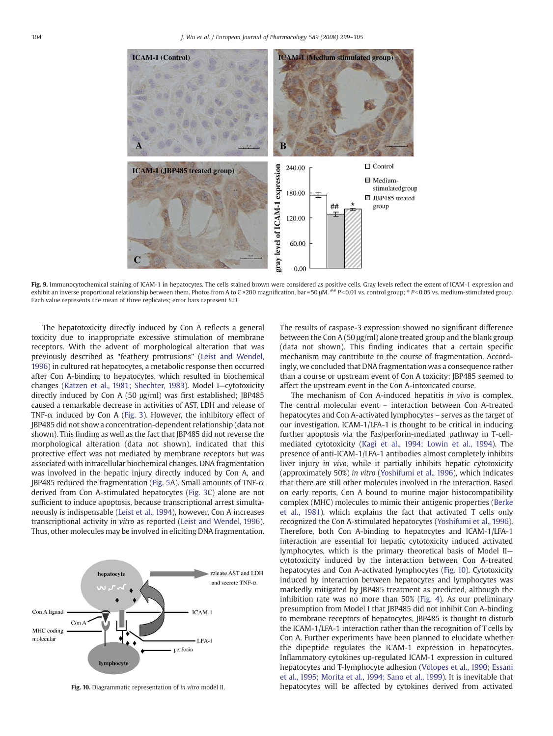Fig. 9. Immunocytochemical staining of ICAM-1 in hepatocytes. The cells stained brown were considered as positive cells. Gray levels reflect the extent of ICAM-1 expression and exhibit an inverse proportional relationship between them. Photos from A to C ×200 magnification, bar = 50 μM. ## $P<0.01$ vs. control group; * $P<0.05$ vs. medium-stimulated group. Each value represents the mean of three replicates; error bars represent S.D.

The hepatotoxicity directly induced by Con A reflects a general toxicity due to inappropriate excessive stimulation of membrane receptors. With the advent of morphological alteration that was previously described as "feathery protrusions" (Leist and Wendel, 1996) in cultured rat hepatocytes, a metabolic response then occurred after Con A-binding to hepatocytes, which resulted in biochemical changes (Katzen et al., 1981; Shechter, 1983). Model I—cytotoxicity directly induced by Con A (50 μg/ml) was first established; JBP485 caused a remarkable decrease in activities of AST, LDH and release of TNF-α induced by Con A (Fig. 3). However, the inhibitory effect of JBP485 did not show a concentration-dependent relationship (data not shown). This finding as well as the fact that JBP485 did not reverse the morphological alteration (data not shown), indicated that this protective effect was not mediated by membrane receptors but was associated with intracellular biochemical changes. DNA fragmentation was involved in the hepatic injury directly induced by Con A, and JBP485 reduced the fragmentation (Fig. 5A). Small amounts of TNF-α derived from Con A-stimulated hepatocytes (Fig. 3C) alone are not sufficient to induce apoptosis, because transcriptional arrest simultaneously is indispensable (Leist et al., 1994), however, Con A increases transcriptional activity *in vitro* as reported (Leist and Wendel, 1996). Thus, other molecules may be involved in eliciting DNA fragmentation.

Fig. 10. Diagrammatic representation of *in vitro* model II.

The results of caspase-3 expression showed no significant difference between the Con A (50 μg/ml) alone treated group and the blank group (data not shown). This finding indicates that a certain specific mechanism may contribute to the course of fragmentation. Accordingly, we concluded that DNA fragmentation was a consequence rather than a course or upstream event of Con A toxicity; JBP485 seemed to affect the upstream event in the Con A-intoxicated course.

The mechanism of Con A-induced hepatitis *in vivo* is complex. The central molecular event – interaction between Con A-treated hepatocytes and Con A-activated lymphocytes – serves as the target of our investigation. ICAM-1/LFA-1 is thought to be critical in inducing further apoptosis via the Fas/perforin-mediated pathway in T-cell-mediated cytotoxicity (Kagi et al., 1994; Lowin et al., 1994). The presence of anti-ICAM-1/LFA-1 antibodies almost completely inhibits liver injury *in vivo*, while it partially inhibits hepatic cytotoxicity (approximately 50%) *in vitro* (Yoshifumi et al., 1996), which indicates that there are still other molecules involved in the interaction. Based on early reports, Con A bound to murine major histocompatibility complex (MHC) molecules to mimic their antigenic properties (Berke et al., 1981), which explains the fact that activated T cells only recognized the Con A-stimulated hepatocytes (Yoshifumi et al., 1996). Therefore, both Con A-binding to hepatocytes and ICAM-1/LFA-1 interaction are essential for hepatic cytotoxicity induced activated lymphocytes, which is the primary theoretical basis of Model II—cytotoxicity induced by the interaction between Con A-treated hepatocytes and Con A-activated lymphocytes (Fig. 10). Cytotoxicity induced by interaction between hepatocytes and lymphocytes was markedly mitigated by JBP485 treatment as predicted, although the inhibition rate was no more than 50% (Fig. 4). As our preliminary presumption from Model I that JBP485 did not inhibit Con A-binding to membrane receptors of hepatocytes, JBP485 is thought to disturb the ICAM-1/LFA-1 interaction rather than the recognition of T cells by Con A. Further experiments have been planned to elucidate whether the dipeptide regulates the ICAM-1 expression in hepatocytes. Inflammatory cytokines up-regulated ICAM-1 expression in cultured hepatocytes and T-lymphocyte adhesion (Volopes et al., 1990; Essani et al., 1995; Morita et al., 1994; Sano et al., 1999). It is inevitable that hepatocytes will be affected by cytokines derived from activated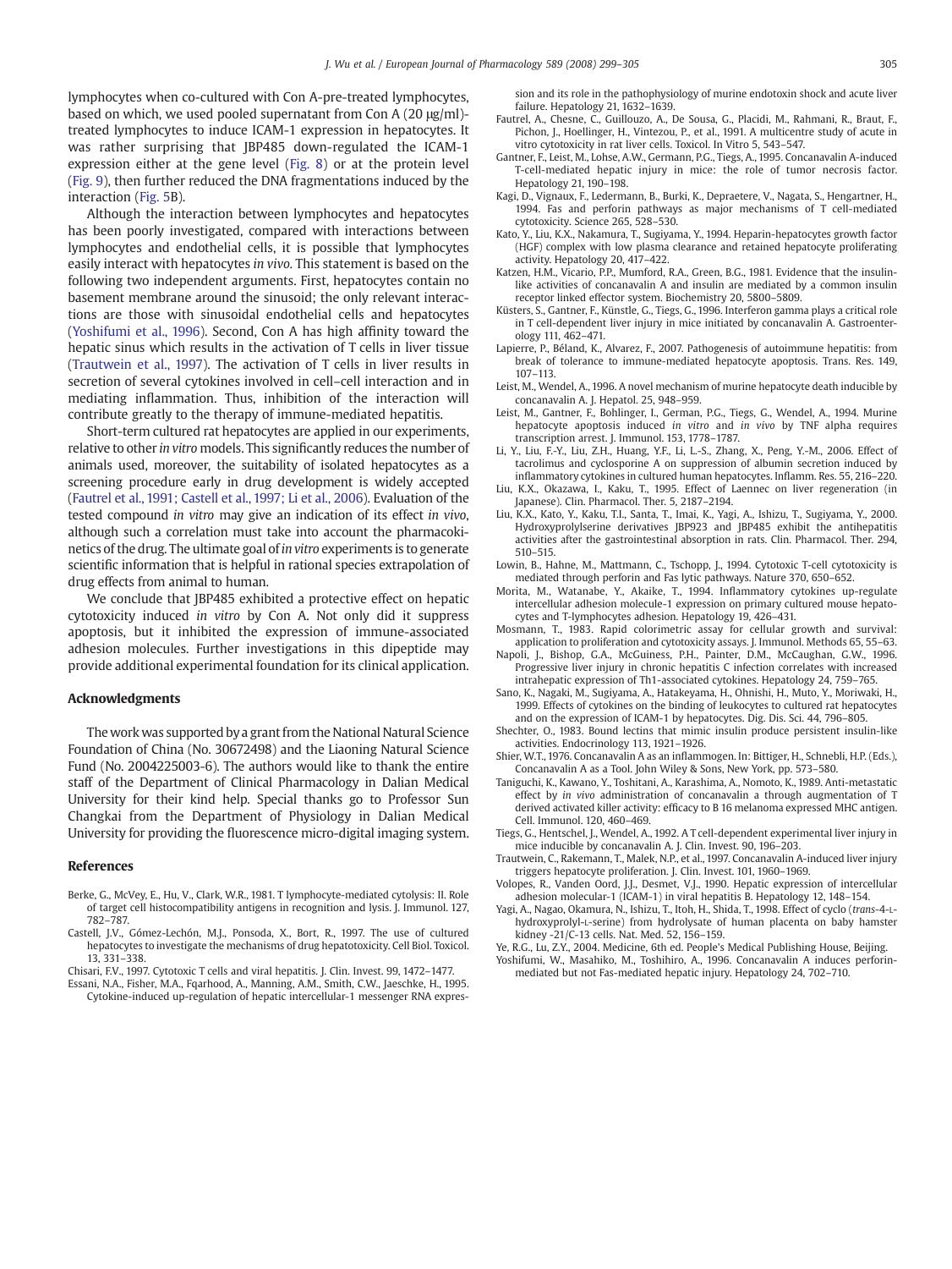lymphocytes when co-cultured with Con A-pre-treated lymphocytes, based on which, we used pooled supernatant from Con A (20 μg/ml)-treated lymphocytes to induce ICAM-1 expression in hepatocytes. It was rather surprising that JBP485 down-regulated the ICAM-1 expression either at the gene level (Fig. 8) or at the protein level (Fig. 9), then further reduced the DNA fragmentations induced by the interaction (Fig. 5B).

Although the interaction between lymphocytes and hepatocytes has been poorly investigated, compared with interactions between lymphocytes and endothelial cells, it is possible that lymphocytes easily interact with hepatocytes *in vivo*. This statement is based on the following two independent arguments. First, hepatocytes contain no basement membrane around the sinusoid; the only relevant interactions are those with sinusoidal endothelial cells and hepatocytes (Yoshifumi et al., 1996). Second, Con A has high affinity toward the hepatic sinus which results in the activation of T cells in liver tissue (Trautwein et al., 1997). The activation of T cells in liver results in secretion of several cytokines involved in cell–cell interaction and in mediating inflammation. Thus, inhibition of the interaction will contribute greatly to the therapy of immune-mediated hepatitis.

Short-term cultured rat hepatocytes are applied in our experiments, relative to other *in vitro* models. This significantly reduces the number of animals used, moreover, the suitability of isolated hepatocytes as a screening procedure early in drug development is widely accepted (Fautrel et al., 1991; Castell et al., 1997; Li et al., 2006). Evaluation of the tested compound *in vitro* may give an indication of its effect *in vivo*, although such a correlation must take into account the pharmacokinetics of the drug. The ultimate goal of *in vitro* experiments is to generate scientific information that is helpful in rational species extrapolation of drug effects from animal to human.

We conclude that JBP485 exhibited a protective effect on hepatic cytotoxicity induced *in vitro* by Con A. Not only did it suppress apoptosis, but it inhibited the expression of immune-associated adhesion molecules. Further investigations in this dipeptide may provide additional experimental foundation for its clinical application.

## Acknowledgments

The work was supported by a grant from the National Natural Science Foundation of China (No. 30672498) and the Liaoning Natural Science Fund (No. 2004225003-6). The authors would like to thank the entire staff of the Department of Clinical Pharmacology in Dalian Medical University for their kind help. Special thanks go to Professor Sun Changkai from the Department of Physiology in Dalian Medical University for providing the fluorescence micro-digital imaging system.

## References

Berke, G., McVey, E., Hu, V., Clark, W.R., 1981. T lymphocyte-mediated cytolysis: II. Role of target cell histocompatibility antigens in recognition and lysis. J. Immunol. 127, 782–787.

Castell, J.V., Gómez-Lechón, M.J., Ponsoda, X., Bort, R., 1997. The use of cultured hepatocytes to investigate the mechanisms of drug hepatotoxicity. Cell Biol. Toxicol. 13, 331–338.

Chisari, F.V., 1997. Cytotoxic T cells and viral hepatitis. J. Clin. Invest. 99, 1472–1477.

Essani, N.A., Fisher, M.A., Fqarhood, A., Manning, A.M., Smith, C.W., Jaeschke, H., 1995. Cytokine-induced up-regulation of hepatic intercellular-1 messenger RNA expression and its role in the pathophysiology of murine endotoxin shock and acute liver failure. Hepatology 21, 1632–1639.

Fautrel, A., Chesne, C., Guillouzo, A., De Sousa, G., Placidi, M., Rahmani, R., Braut, F., Pichon, J., Hoellinger, H., Vintezou, P., et al., 1991. A multicentre study of acute in vitro cytotoxicity in rat liver cells. Toxicol. In Vitro 5, 543–547.

Gantner, F., Leist, M., Lohse, A.W., Germann, P.G., Tiegs, A., 1995. Concanavalin A-induced T-cell-mediated hepatic injury in mice: the role of tumor necrosis factor. Hepatology 21, 190–198.

Kagi, D., Vignaux, F., Ledermann, B., Burki, K., Depraetere, V., Nagata, S., Hengartner, H., 1994. Fas and perforin pathways as major mechanisms of T cell-mediated cytotoxicity. Science 265, 528–530.

Kato, Y., Liu, K.X., Nakamura, T., Sugiyama, Y., 1994. Heparin-hepatocytes growth factor (HGF) complex with low plasma clearance and retained hepatocyte proliferating activity. Hepatology 20, 417–422.

Katzen, H.M., Vicario, P.P., Mumford, R.A., Green, B.G., 1981. Evidence that the insulin-like activities of concanavalin A and insulin are mediated by a common insulin receptor linked effector system. Biochemistry 20, 5800–5809.

Küsters, S., Gantner, F., Künstle, G., Tiegs, G., 1996. Interferon gamma plays a critical role in T cell-dependent liver injury in mice initiated by concanavalin A. Gastroenterology 111, 462–471.

Lapierre, P., Béland, K., Alvarez, F., 2007. Pathogenesis of autoimmune hepatitis: from break of tolerance to immune-mediated hepatocyte apoptosis. Trans. Res. 149, 107–113.

Leist, M., Wendel, A., 1996. A novel mechanism of murine hepatocyte death inducible by concanavalin A. J. Hepatol. 25, 948–959.

Leist, M., Gantner, F., Bohlinger, I., German, P.G., Tiegs, G., Wendel, A., 1994. Murine hepatocyte apoptosis induced *in vitro* and *in vivo* by TNF alpha requires transcription arrest. J. Immunol. 153, 1778–1787.

Li, Y., Liu, F.-Y., Liu, Z.H., Huang, Y.F., Li, L.-S., Zhang, X., Peng, Y.-M., 2006. Effect of tacrolimus and cyclosporine A on suppression of albumin secretion induced by inflammatory cytokines in cultured human hepatocytes. Inflamm. Res. 55, 216–220.

Liu, K.X., Okazawa, I., Kaku, T., 1995. Effect of Laennec on liver regeneration (in Japanese). Clin. Pharmacol. Ther. 5, 2187–2194.

Liu, K.X., Kato, Y., Kaku, T.I., Santa, T., Imai, K., Yagi, A., Ishizu, T., Sugiyama, Y., 2000. Hydroxyprolylserine derivatives JBP923 and JBP485 exhibit the antihepatitis activities after the gastrointestinal absorption in rats. Clin. Pharmacol. Ther. 294, 510–515.

Lowin, B., Hahne, M., Mattmann, C., Tschopp, J., 1994. Cytotoxic T-cell cytotoxicity is mediated through perforin and Fas lytic pathways. Nature 370, 650–652.

Morita, M., Watanabe, Y., Akaike, T., 1994. Inflammatory cytokines up-regulate intercellular adhesion molecule-1 expression on primary cultured mouse hepatocytes and T-lymphocytes adhesion. Hepatology 19, 426–431.

Mosmann, T., 1983. Rapid colorimetric assay for cellular growth and survival: application to proliferation and cytotoxicity assays. J. Immunol. Methods 65, 55–63.

Napoli, J., Bishop, G.A., McGuiness, P.H., Painter, D.M., McCaughan, G.W., 1996. Progressive liver injury in chronic hepatitis C infection correlates with increased intrahepatic expression of Th1-associated cytokines. Hepatology 24, 759–765.

Sano, K., Nagaki, M., Sugiyama, A., Hatakeyama, H., Ohnishi, H., Muto, Y., Moriwaki, H., 1999. Effects of cytokines on the binding of leukocytes to cultured rat hepatocytes and on the expression of ICAM-1 by hepatocytes. Dig. Dis. Sci. 44, 796–805.

Shechter, O., 1983. Bound lectins that mimic insulin produce persistent insulin-like activities. Endocrinology 113, 1921–1926.

Shier, W.T., 1976. Concanavalin A as an inflammogen. In: Bittiger, H., Schnebli, H.P. (Eds.), Concanavalin A as a Tool. John Wiley & Sons, New York, pp. 573–580.

Taniguchi, K., Kawano, Y., Toshitani, A., Karashima, A., Nomoto, K., 1989. Anti-metastatic effect by *in vivo* administration of concanavalin a through augmentation of T derived activated killer activity: efficacy to B 16 melanoma expressed MHC antigen. Cell. Immunol. 120, 460–469.

Tiegs, G., Hentschel, J., Wendel, A., 1992. A T cell-dependent experimental liver injury in mice inducible by concanavalin A. J. Clin. Invest. 90, 196–203.

Trautwein, C., Rakemann, T., Malek, N.P., et al., 1997. Concanavalin A-induced liver injury triggers hepatocyte proliferation. J. Clin. Invest. 101, 1960–1969.

Volopes, R., Vanden Oord, J.J., Desmet, V.J., 1990. Hepatic expression of intercellular adhesion molecular-1 (ICAM-1) in viral hepatitis B. Hepatology 12, 148–154.

Yagi, A., Nagao, Okamura, N., Ishizu, T., Itoh, H., Shida, T., 1998. Effect of cyclo (*trans*-4-L-hydroxyprolyl-L-serine) from hydrolysate of human placenta on baby hamster kidney -21/C-13 cells. Nat. Med. 52, 156–159.

Ye, R.G., Lu, Z.Y., 2004. Medicine, 6th ed. People's Medical Publishing House, Beijing.

Yoshifumi, W., Masahiko, M., Toshihiro, A., 1996. Concanavalin A induces perforin-mediated but not Fas-mediated hepatic injury. Hepatology 24, 702–710.